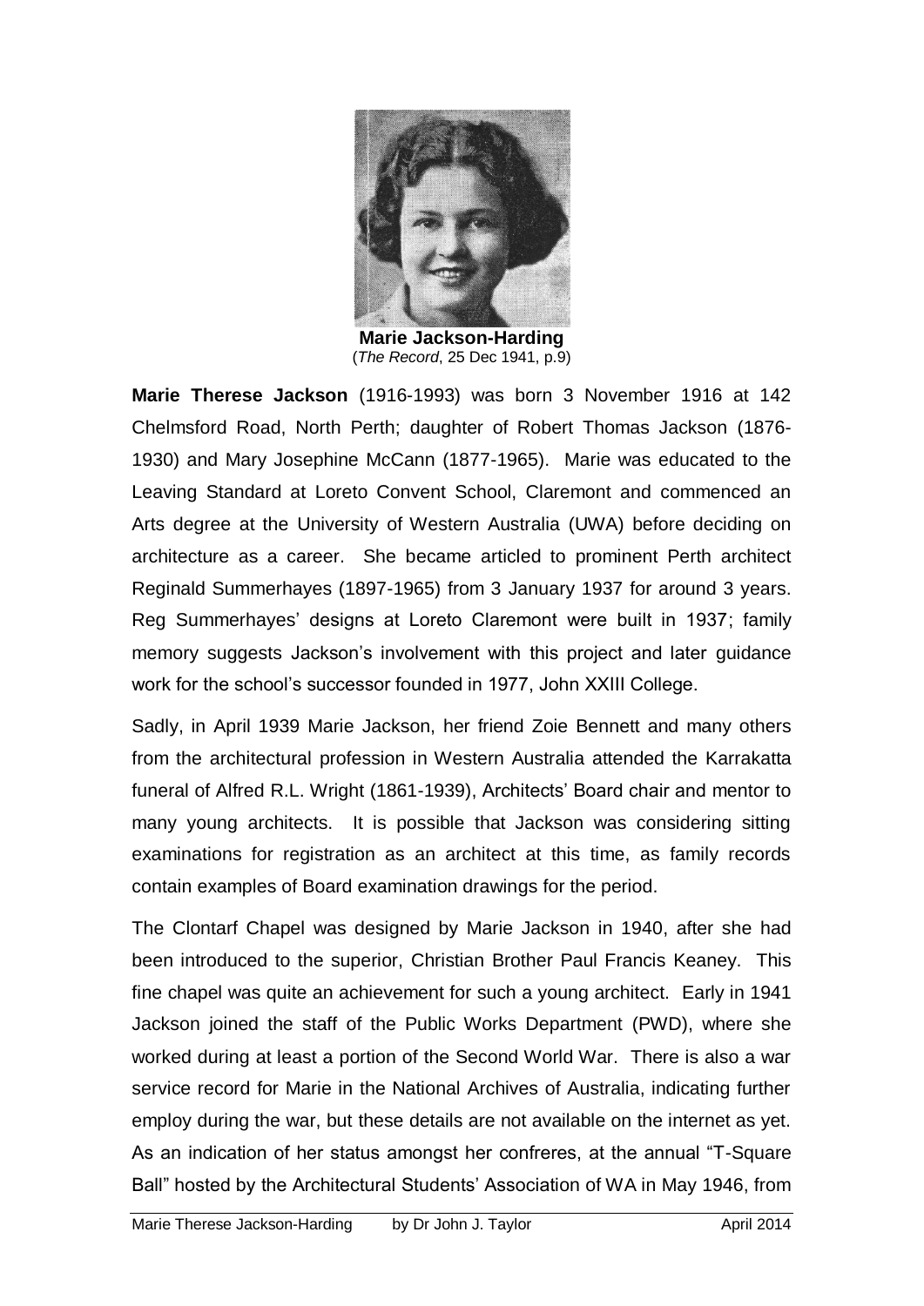**Marie Jackson-Harding**
(*The Record*, 25 Dec 1941, p.9)

**Marie Therese Jackson** (1916-1993) was born 3 November 1916 at 142 Chelmsford Road, North Perth; daughter of Robert Thomas Jackson (1876-1930) and Mary Josephine McCann (1877-1965). Marie was educated to the Leaving Standard at Loreto Convent School, Claremont and commenced an Arts degree at the University of Western Australia (UWA) before deciding on architecture as a career. She became articled to prominent Perth architect Reginald Summerhayes (1897-1965) from 3 January 1937 for around 3 years. Reg Summerhayes' designs at Loreto Claremont were built in 1937; family memory suggests Jackson's involvement with this project and later guidance work for the school's successor founded in 1977, John XXIII College.

Sadly, in April 1939 Marie Jackson, her friend Zoie Bennett and many others from the architectural profession in Western Australia attended the Karrakatta funeral of Alfred R.L. Wright (1861-1939), Architects' Board chair and mentor to many young architects. It is possible that Jackson was considering sitting examinations for registration as an architect at this time, as family records contain examples of Board examination drawings for the period.

The Clontarf Chapel was designed by Marie Jackson in 1940, after she had been introduced to the superior, Christian Brother Paul Francis Keaney. This fine chapel was quite an achievement for such a young architect. Early in 1941 Jackson joined the staff of the Public Works Department (PWD), where she worked during at least a portion of the Second World War. There is also a war service record for Marie in the National Archives of Australia, indicating further employ during the war, but these details are not available on the internet as yet. As an indication of her status amongst her confreres, at the annual "T-Square Ball" hosted by the Architectural Students' Association of WA in May 1946, from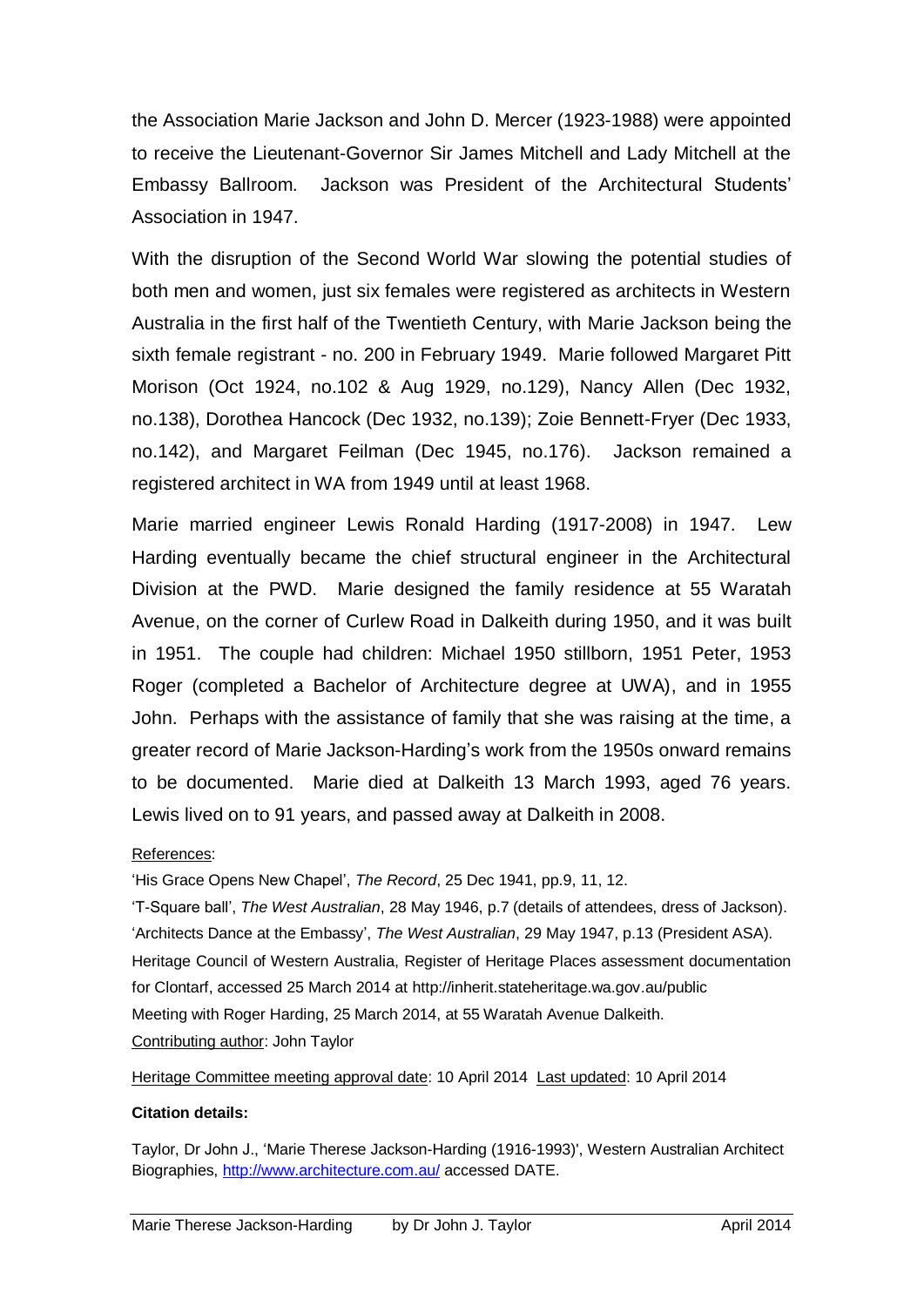the Association Marie Jackson and John D. Mercer (1923-1988) were appointed to receive the Lieutenant-Governor Sir James Mitchell and Lady Mitchell at the Embassy Ballroom. Jackson was President of the Architectural Students' Association in 1947.

With the disruption of the Second World War slowing the potential studies of both men and women, just six females were registered as architects in Western Australia in the first half of the Twentieth Century, with Marie Jackson being the sixth female registrant - no. 200 in February 1949. Marie followed Margaret Pitt Morison (Oct 1924, no.102 & Aug 1929, no.129), Nancy Allen (Dec 1932, no.138), Dorothea Hancock (Dec 1932, no.139); Zoie Bennett-Fryer (Dec 1933, no.142), and Margaret Feilman (Dec 1945, no.176). Jackson remained a registered architect in WA from 1949 until at least 1968.

Marie married engineer Lewis Ronald Harding (1917-2008) in 1947. Lew Harding eventually became the chief structural engineer in the Architectural Division at the PWD. Marie designed the family residence at 55 Waratah Avenue, on the corner of Curlew Road in Dalkeith during 1950, and it was built in 1951. The couple had children: Michael 1950 stillborn, 1951 Peter, 1953 Roger (completed a Bachelor of Architecture degree at UWA), and in 1955 John. Perhaps with the assistance of family that she was raising at the time, a greater record of Marie Jackson-Harding's work from the 1950s onward remains to be documented. Marie died at Dalkeith 13 March 1993, aged 76 years. Lewis lived on to 91 years, and passed away at Dalkeith in 2008.

References:

'His Grace Opens New Chapel', *The Record*, 25 Dec 1941, pp.9, 11, 12.

'T-Square ball', *The West Australian*, 28 May 1946, p.7 (details of attendees, dress of Jackson).

'Architects Dance at the Embassy', *The West Australian*, 29 May 1947, p.13 (President ASA).

Heritage Council of Western Australia, Register of Heritage Places assessment documentation for Clontarf, accessed 25 March 2014 at http://inherit.stateheritage.wa.gov.au/public

Meeting with Roger Harding, 25 March 2014, at 55 Waratah Avenue Dalkeith.

Contributing author: John Taylor

Heritage Committee meeting approval date: 10 April 2014 Last updated: 10 April 2014

**Citation details:**

Taylor, Dr John J., 'Marie Therese Jackson-Harding (1916-1993)', Western Australian Architect Biographies, http://www.architecture.com.au/ accessed DATE.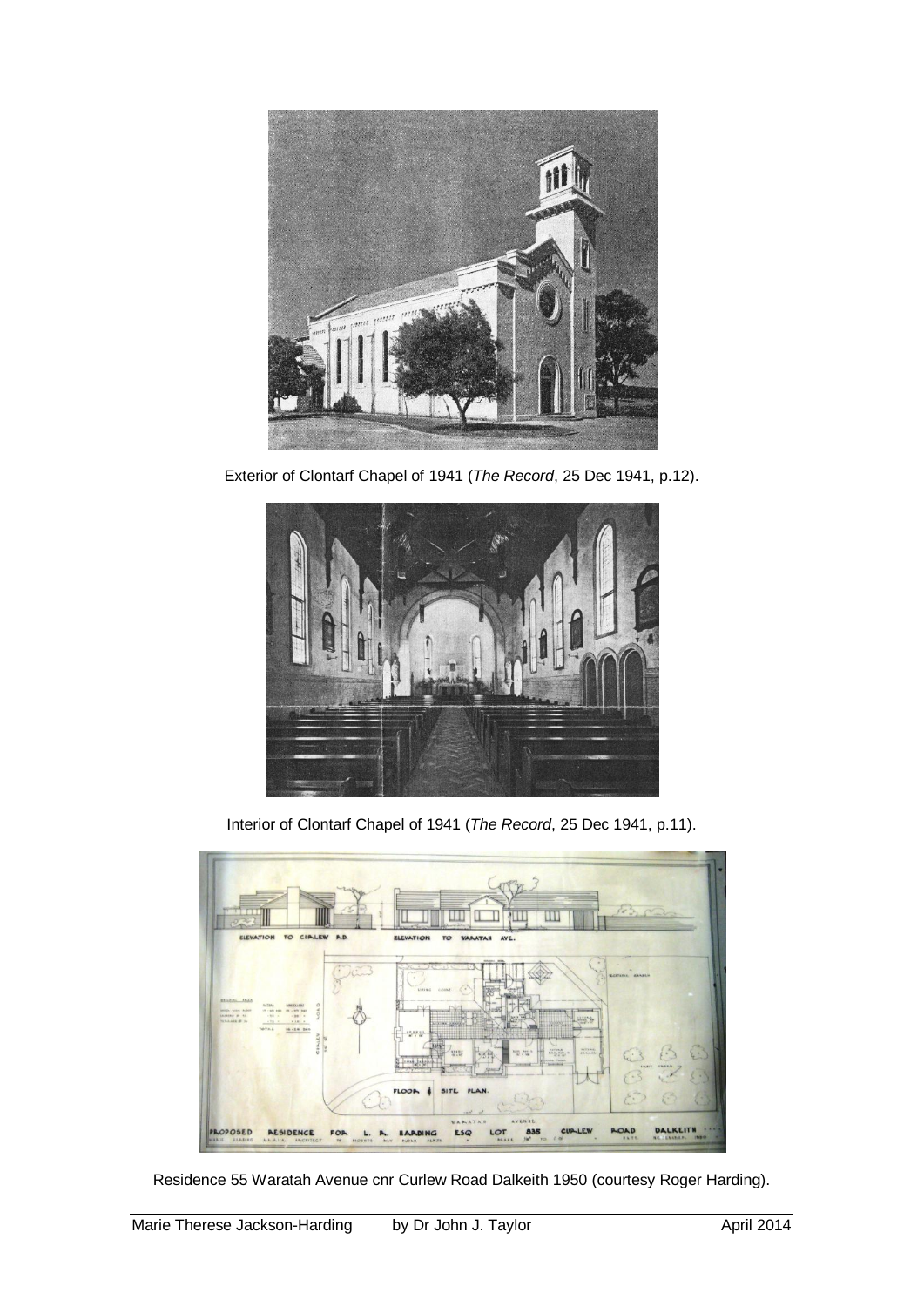Exterior of Clontarf Chapel of 1941 (*The Record*, 25 Dec 1941, p.12).

Interior of Clontarf Chapel of 1941 (*The Record*, 25 Dec 1941, p.11).

Residence 55 Waratah Avenue cnr Curlew Road Dalkeith 1950 (courtesy Roger Harding).